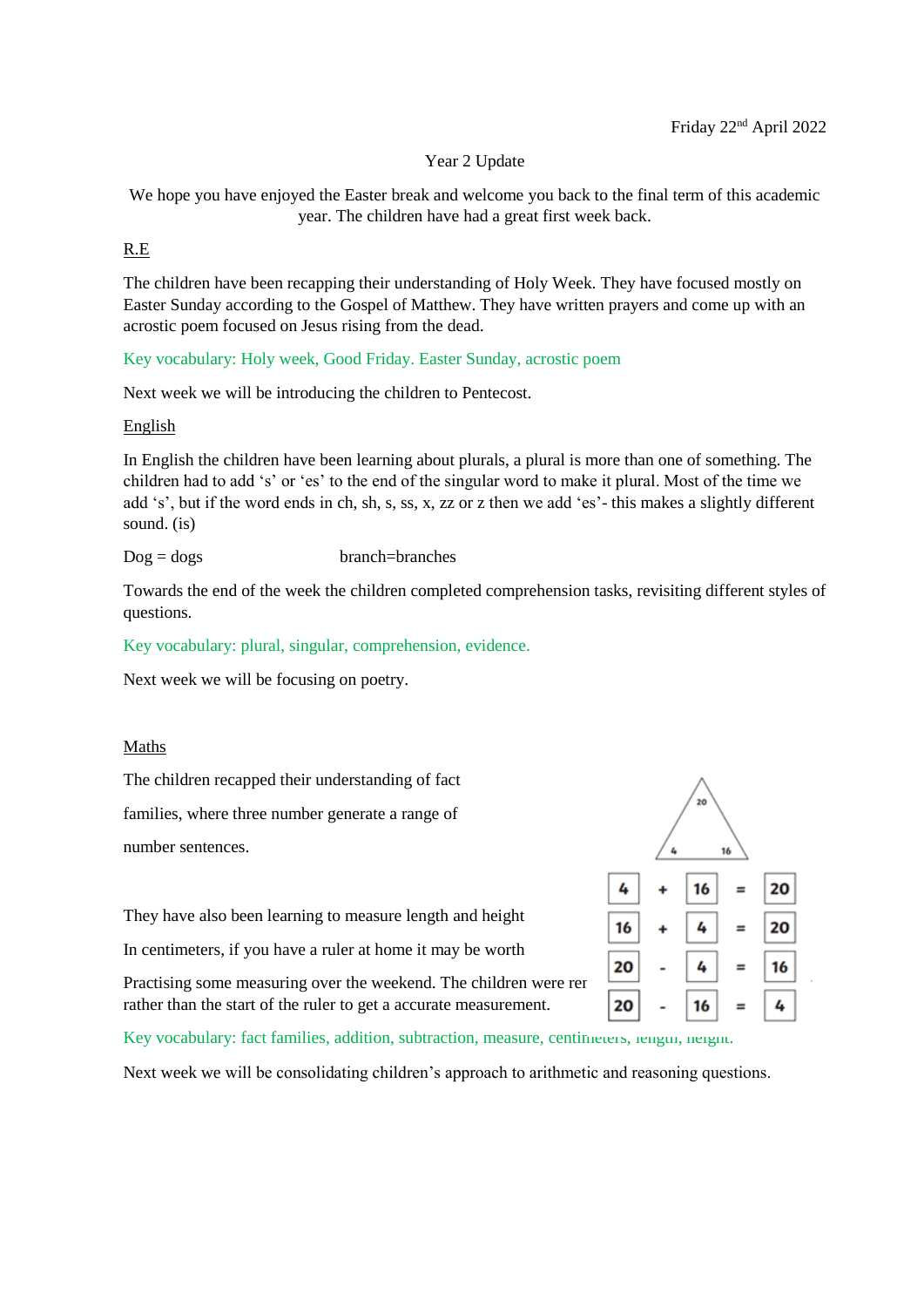Friday 22nd April 2022

Year 2 Update

We hope you have enjoyed the Easter break and welcome you back to the final term of this academic year. The children have had a great first week back.

R.E

The children have been recapping their understanding of Holy Week. They have focused mostly on Easter Sunday according to the Gospel of Matthew. They have written prayers and come up with an acrostic poem focused on Jesus rising from the dead.

Key vocabulary: Holy week, Good Friday. Easter Sunday, acrostic poem

Next week we will be introducing the children to Pentecost.

English

In English the children have been learning about plurals, a plural is more than one of something. The children had to add 's' or 'es' to the end of the singular word to make it plural. Most of the time we add 's', but if the word ends in ch, sh, s, ss, x, zz or z then we add 'es'- this makes a slightly different sound. (is)

Dog = dogs branch=branches

Towards the end of the week the children completed comprehension tasks, revisiting different styles of questions.

Key vocabulary: plural, singular, comprehension, evidence.

Next week we will be focusing on poetry.

Maths

The children recapped their understanding of fact families, where three number generate a range of number sentences.

20, 4, 16

4 + 16 = 20

16 + 4 = 20

20 - 4 = 16

20 - 16 = 4

They have also been learning to measure length and height In centimeters, if you have a ruler at home it may be worth Practising some measuring over the weekend. The children were rer rather than the start of the ruler to get a accurate measurement.

Key vocabulary: fact families, addition, subtraction, measure, centimeters, length, height.

Next week we will be consolidating children's approach to arithmetic and reasoning questions.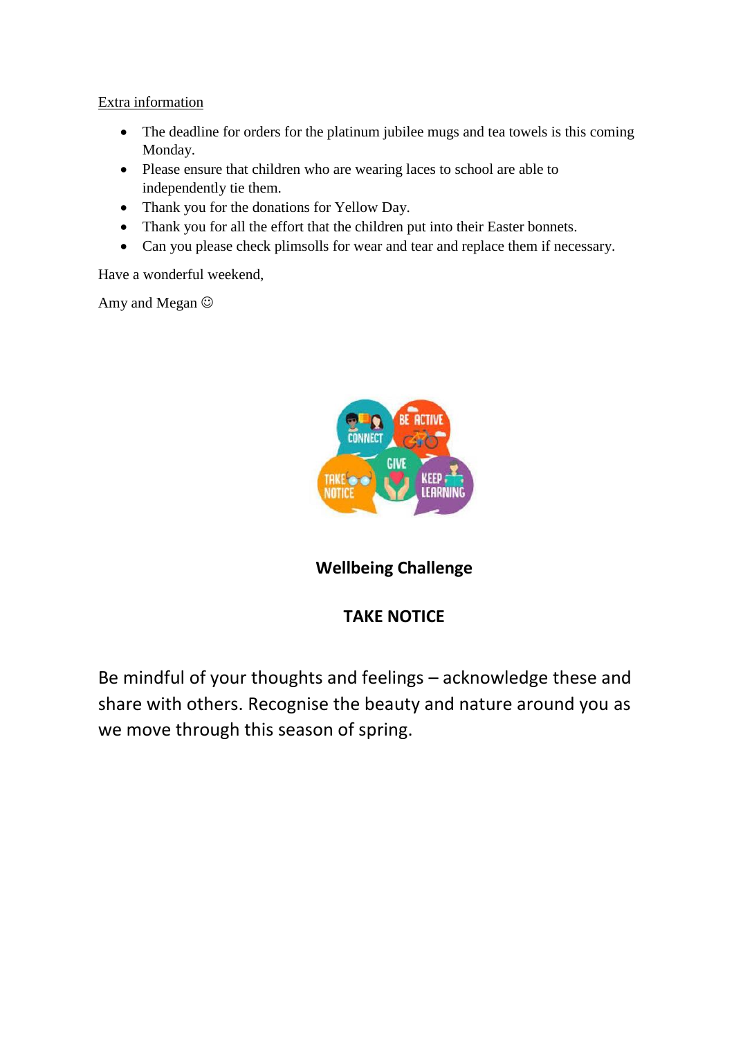Extra information

- The deadline for orders for the platinum jubilee mugs and tea towels is this coming Monday.
- Please ensure that children who are wearing laces to school are able to independently tie them.
- Thank you for the donations for Yellow Day.
- Thank you for all the effort that the children put into their Easter bonnets.
- Can you please check plimsolls for wear and tear and replace them if necessary.

Have a wonderful weekend,

Amy and Megan ☺

**Wellbeing Challenge**

**TAKE NOTICE**

Be mindful of your thoughts and feelings – acknowledge these and share with others. Recognise the beauty and nature around you as we move through this season of spring.